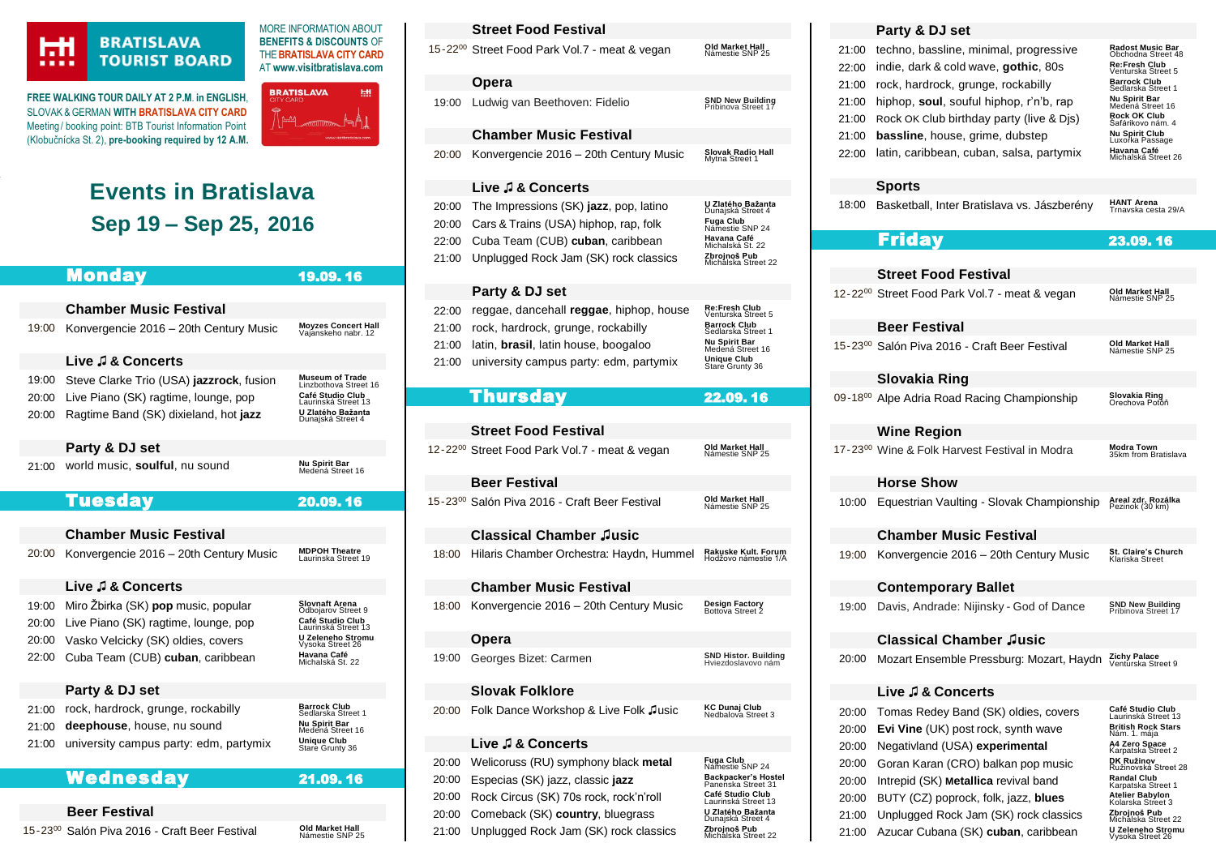**BRATISLAVA TOURIST BOARD**

MORE INFORMATION ABOUT **BENEFITS & DISCOUNTS** OF THE **BRATISLAVA CITY CARD** AT **www.visitbratislava.com**

**FREE WALKING TOUR DAILY AT 2 P.M. in ENGLISH**, SLOVAK & GERMAN **WITH BRATISLAVA CITY CARD**
Meeting/ booking point: BTB Tourist Information Point (Klobučnícka St. 2), **pre-booking required by 12 A.M.**

# Events in Bratislava
## Sep 19 – Sep 25, 2016

## Monday — 19.09.16

### Chamber Music Festival

| Time | Event | Venue |
|---|---|---|
| 19:00 | Konvergencie 2016 – 20th Century Music | Moyzes Concert Hall, Vajanského nabr. 12 |

### Live ♫ & Concerts

| Time | Event | Venue |
|---|---|---|
| 19:00 | Steve Clarke Trio (USA) **jazzrock**, fusion | Museum of Trade, Linzbothova Street 16 |
| 20:00 | Live Piano (SK) ragtime, lounge, pop | Café Studio Club, Laurinská Street 13 |
| 20:00 | Ragtime Band (SK) dixieland, hot **jazz** | U Zlatého Bažanta, Dunajská Street 4 |

### Party & DJ set

| Time | Event | Venue |
|---|---|---|
| 21:00 | world music, **soulful**, nu sound | Nu Spirit Bar, Medená Street 16 |

## Tuesday — 20.09.16

### Chamber Music Festival

| Time | Event | Venue |
|---|---|---|
| 20:00 | Konvergencie 2016 – 20th Century Music | MDPOH Theatre, Laurinská Street 19 |

### Live ♫ & Concerts

| Time | Event | Venue |
|---|---|---|
| 19:00 | Miro Žbirka (SK) **pop** music, popular | Slovnaft Arena, Odbojárov Street 9 |
| 20:00 | Live Piano (SK) ragtime, lounge, pop | Café Studio Club, Laurinská Street 13 |
| 20:00 | Vasko Velcicky (SK) oldies, covers | U Zeleneho Stromu, Vysoka Street 26 |
| 22:00 | Cuba Team (CUB) **cuban**, caribbean | Havana Café, Michalská St. 22 |

### Party & DJ set

| Time | Event | Venue |
|---|---|---|
| 21:00 | rock, hardrock, grunge, rockabilly | Barrock Club, Sedlárska Street 1 |
| 21:00 | **deephouse**, house, nu sound | Nu Spirit Bar, Medená Street 16 |
| 21:00 | university campus party: edm, partymix | Unique Club, Stare Grunty 36 |

## Wednesday — 21.09.16

### Beer Festival

| Time | Event | Venue |
|---|---|---|
| 15-23⁰⁰ | Salón Piva 2016 - Craft Beer Festival | Old Market Hall, Námestie SNP 25 |

### Street Food Festival

| Time | Event | Venue |
|---|---|---|
| 15-22⁰⁰ | Street Food Park Vol.7 - meat & vegan | Old Market Hall, Námestie SNP 25 |

### Opera

| Time | Event | Venue |
|---|---|---|
| 19:00 | Ludwig van Beethoven: Fidelio | SND New Building, Pribinova Street 17 |

### Chamber Music Festival

| Time | Event | Venue |
|---|---|---|
| 20:00 | Konvergencie 2016 – 20th Century Music | Slovak Radio Hall, Mytna Street 1 |

### Live ♫ & Concerts

| Time | Event | Venue |
|---|---|---|
| 20:00 | The Impressions (SK) **jazz**, pop, latino | U Zlatého Bažanta, Dunajská Street 4 |
| 20:00 | Cars & Trains (USA) hiphop, rap, folk | Fuga Club, Námestie SNP 24 |
| 22:00 | Cuba Team (CUB) **cuban**, caribbean | Havana Café, Michalská St. 22 |
| 21:00 | Unplugged Rock Jam (SK) rock classics | Zbrojnoš Pub, Michalská Street 22 |

### Party & DJ set

| Time | Event | Venue |
|---|---|---|
| 22:00 | reggae, dancehall **reggae**, hiphop, house | Re:Fresh Club, Venturska Street 5 |
| 21:00 | rock, hardrock, grunge, rockabilly | Barrock Club, Sedlárska Street 1 |
| 21:00 | latin, **brasil**, latin house, boogaloo | Nu Spirit Bar, Medená Street 16 |
| 21:00 | university campus party: edm, partymix | Unique Club, Stare Grunty 36 |

## Thursday — 22.09.16

### Street Food Festival

| Time | Event | Venue |
|---|---|---|
| 12-22⁰⁰ | Street Food Park Vol.7 - meat & vegan | Old Market Hall, Námestie SNP 25 |

### Beer Festival

| Time | Event | Venue |
|---|---|---|
| 15-23⁰⁰ | Salón Piva 2016 - Craft Beer Festival | Old Market Hall, Námestie SNP 25 |

### Classical Chamber ♫usic

| Time | Event | Venue |
|---|---|---|
| 18:00 | Hilaris Chamber Orchestra: Haydn, Hummel | Rakuske Kult. Forum, Hodžovo námestie 1/A |

### Chamber Music Festival

| Time | Event | Venue |
|---|---|---|
| 18:00 | Konvergencie 2016 – 20th Century Music | Design Factory, Bottova Street 2 |

### Opera

| Time | Event | Venue |
|---|---|---|
| 19:00 | Georges Bizet: Carmen | SND Histor. Building, Hviezdoslavovo nám |

### Slovak Folklore

| Time | Event | Venue |
|---|---|---|
| 20:00 | Folk Dance Workshop & Live Folk ♫usic | KC Dunaj Club, Nedbalova Street 3 |

### Live ♫ & Concerts

| Time | Event | Venue |
|---|---|---|
| 20:00 | Welicoruss (RU) symphony black **metal** | Fuga Club, Námestie SNP 24 |
| 20:00 | Especias (SK) jazz, classic **jazz** | Backpacker's Hostel, Panenska Street 31 |
| 20:00 | Rock Circus (SK) 70s rock, rock'n'roll | Café Studio Club, Laurinská Street 13 |
| 20:00 | Comeback (SK) **country**, bluegrass | U Zlatého Bažanta, Dunajská Street 4 |
| 21:00 | Unplugged Rock Jam (SK) rock classics | Zbrojnoš Pub, Michalská Street 22 |

### Party & DJ set

| Time | Event | Venue |
|---|---|---|
| 21:00 | techno, bassline, minimal, progressive | Radost Music Bar, Obchodna Street 48 |
| 22:00 | indie, dark & cold wave, **gothic**, 80s | Re:Fresh Club, Venturska Street 5 |
| 21:00 | rock, hardrock, grunge, rockabilly | Barrock Club, Sedlárska Street 1 |
| 21:00 | hiphop, **soul**, soulful hiphop, r'n'b, rap | Nu Spirit Bar, Medená Street 16 |
| 21:00 | Rock OK Club birthday party (live & Djs) | Rock OK Club, Šafárikovo nám. 4 |
| 21:00 | **bassline**, house, grime, dubstep | Nu Spirit Club, Luxorka Passage |
| 22:00 | latin, caribbean, cuban, salsa, partymix | Havana Café, Michalská Street 26 |

### Sports

| Time | Event | Venue |
|---|---|---|
| 18:00 | Basketball, Inter Bratislava vs. Jászberény | HANT Arena, Trnavska cesta 29/A |

## Friday — 23.09.16

### Street Food Festival

| Time | Event | Venue |
|---|---|---|
| 12-22⁰⁰ | Street Food Park Vol.7 - meat & vegan | Old Market Hall, Námestie SNP 25 |

### Beer Festival

| Time | Event | Venue |
|---|---|---|
| 15-23⁰⁰ | Salón Piva 2016 - Craft Beer Festival | Old Market Hall, Námestie SNP 25 |

### Slovakia Ring

| Time | Event | Venue |
|---|---|---|
| 09-18⁰⁰ | Alpe Adria Road Racing Championship | Slovakia Ring, Orechova Potôň |

### Wine Region

| Time | Event | Venue |
|---|---|---|
| 17-23⁰⁰ | Wine & Folk Harvest Festival in Modra | Modra Town, 35km from Bratislava |

### Horse Show

| Time | Event | Venue |
|---|---|---|
| 10:00 | Equestrian Vaulting - Slovak Championship | Areal zdr. Rozálka, Pezinok (30 km) |

### Chamber Music Festival

| Time | Event | Venue |
|---|---|---|
| 19:00 | Konvergencie 2016 – 20th Century Music | St. Claire's Church, Klariska Street |

### Contemporary Ballet

| Time | Event | Venue |
|---|---|---|
| 19:00 | Davis, Andrade: Nijinsky - God of Dance | SND New Building, Pribinova Street 17 |

### Classical Chamber ♫usic

| Time | Event | Venue |
|---|---|---|
| 20:00 | Mozart Ensemble Pressburg: Mozart, Haydn | Zichy Palace, Venturska Street 9 |

### Live ♫ & Concerts

| Time | Event | Venue |
|---|---|---|
| 20:00 | Tomas Redey Band (SK) oldies, covers | Café Studio Club, Laurinská Street 13 |
| 20:00 | **Evi Vine** (UK) post rock, synth wave | British Rock Stars, Nám. 1. mája |
| 20:00 | Negativland (USA) **experimental** | A4 Zero Space, Karpatska Street 2 |
| 20:00 | Goran Karan (CRO) balkan pop music | DK Ružinov, Ružinovská Street 28 |
| 20:00 | Intrepid (SK) **Metallica** revival band | Randal Club, Karpatska Street 1 |
| 20:00 | BUTY (CZ) poprock, folk, jazz, **blues** | Atelier Babylon, Kolarska Street 3 |
| 21:00 | Unplugged Rock Jam (SK) rock classics | Zbrojnoš Pub, Michalská Street 22 |
| 21:00 | Azucar Cubana (SK) **cuban**, caribbean | U Zeleneho Stromu, Vysoka Street 26 |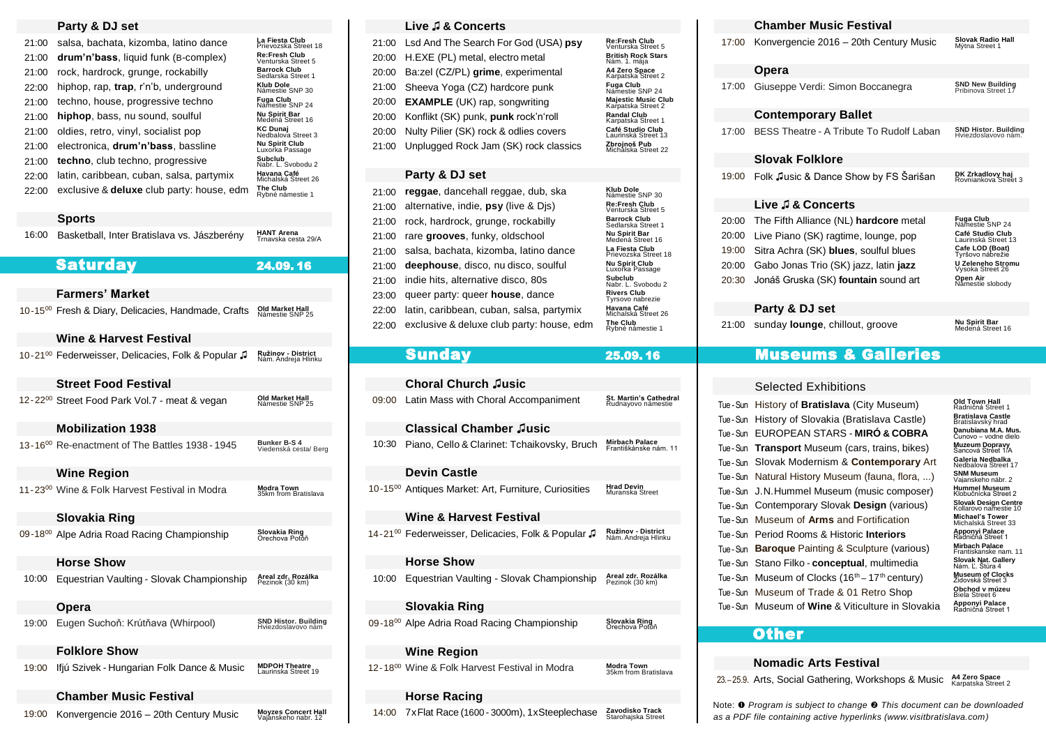### Party & DJ set

| | | |
|---|---|---|
| 21:00 | salsa, bachata, kizomba, latino dance | **La Fiesta Club** Prievozská Street 18 |
| 21:00 | **drum'n'bass**, liquid funk (B-complex) | **Re:Fresh Club** Venturska Street 5 |
| 21:00 | rock, hardrock, grunge, rockabilly | **Barrock Club** Sedlarska Street 1 |
| 22:00 | hiphop, rap, **trap**, r'n'b, underground | **Klub Dole** Namestie SNP 30 |
| 21:00 | techno, house, progressive techno | **Fuga Club** Namestie SNP 24 |
| 21:00 | **hiphop**, bass, nu sound, soulful | **Nu Spirit Bar** Medená Street 16 |
| 21:00 | oldies, retro, vinyl, socialist pop | **KC Dunaj** Nedbalova Street 3 |
| 21:00 | electronica, **drum'n'bass**, bassline | **Nu Spirit Club** Luxorka Passage |
| 21:00 | **techno**, club techno, progressive | **Subclub** Nabr. L. Svobodu 2 |
| 22:00 | latin, caribbean, cuban, salsa, partymix | **Havana Café** Michalská Street 26 |
| 22:00 | exclusive & **deluxe** club party: house, edm | **The Club** Rybné námestie 1 |

### Sports

| | | |
|---|---|---|
| 16:00 | Basketball, Inter Bratislava vs. Jászberény | **HANT Arena** Trnavská cesta 29/A |

## Saturday 24.09.16

### Farmers' Market

| | | |
|---|---|---|
| 10-15[00] | Fresh & Diary, Delicacies, Handmade, Crafts | **Old Market Hall** Namestie SNP 25 |

### Wine & Harvest Festival

| | | |
|---|---|---|
| 10-21[00] | Federweisser, Delicacies, Folk & Popular ♫ | **Ružinov - District** Nám. Andreja Hlinku |

### Street Food Festival

| | | |
|---|---|---|
| 12-22[00] | Street Food Park Vol.7 - meat & vegan | **Old Market Hall** Namestie SNP 25 |

### Mobilization 1938

| | | |
|---|---|---|
| 13-16[00] | Re-enactment of The Battles 1938 - 1945 | **Bunker B-S 4** Viedenská cesta/ Berg |

### Wine Region

| | | |
|---|---|---|
| 11-23[00] | Wine & Folk Harvest Festival in Modra | **Modra Town** 35km from Bratislava |

### Slovakia Ring

| | | |
|---|---|---|
| 09-18[00] | Alpe Adria Road Racing Championship | **Slovakia Ring** Orechova Potôň |

### Horse Show

| | | |
|---|---|---|
| 10:00 | Equestrian Vaulting - Slovak Championship | **Areal zdr. Rozálka** Pezinok (30 km) |

### Opera

| | | |
|---|---|---|
| 19:00 | Eugen Suchoň: Krútňava (Whirpool) | **SND Histor. Building** Hviezdoslavovo nám |

### Folklore Show

| | | |
|---|---|---|
| 19:00 | Ifjú Szivek - Hungarian Folk Dance & Music | **MDPOH Theatre** Laurinska Street 19 |

### Chamber Music Festival

| | | |
|---|---|---|
| 19:00 | Konvergencie 2016 – 20th Century Music | **Moyzes Concert Hall** Vajanského nabr. 12 |

### Live ♫ & Concerts

| | | |
|---|---|---|
| 21:00 | Lsd And The Search For God (USA) **psy** | **Re:Fresh Club** Venturska Street 5 |
| 20:00 | H.EXE (PL) metal, electro metal | **British Rock Stars** Nám. 1. mája |
| 20:00 | Ba:zel (CZ/PL) **grime**, experimental | **A4 Zero Space** Karpatska Street 2 |
| 21:00 | Sheeva Yoga (CZ) hardcore punk | **Fuga Club** Namestie SNP 24 |
| 20:00 | **EXAMPLE** (UK) rap, songwriting | **Majestic Music Club** Karpatska Street 2 |
| 20:00 | Konflikt (SK) punk, **punk** rock'n'roll | **Randal Club** Karpatska Street 1 |
| 20:00 | Nulty Pilier (SK) rock & odlies covers | **Café Studio Club** Laurinska Street 13 |
| 21:00 | Unplugged Rock Jam (SK) rock classics | **Zbrojnoš Pub** Michalska Street 22 |

### Party & DJ set

| | | |
|---|---|---|
| 21:00 | **reggae**, dancehall reggae, dub, ska | **Klub Dole** Namestie SNP 30 |
| 21:00 | alternative, indie, **psy** (live & Djs) | **Re:Fresh Club** Venturska Street 5 |
| 21:00 | rock, hardrock, grunge, rockabilly | **Barrock Club** Sedlarska Street 1 |
| 21:00 | rare **grooves**, funky, oldschool | **Nu Spirit Bar** Medená Street 16 |
| 21:00 | salsa, bachata, kizomba, latino dance | **La Fiesta Club** Prievozska Street 18 |
| 21:00 | **deephouse**, disco, nu disco, soulful | **Nu Spirit Club** Luxorka Passage |
| 21:00 | indie hits, alternative **disco**, 80s | **Subclub** Nabr. L. Svobodu 2 |
| 23:00 | queer party: queer **house**, dance | **Rivers Club** Tyrsovo nabrezie |
| 22:00 | latin, caribbean, cuban, salsa, partymix | **Havana Café** Michalská Street 26 |
| 22:00 | exclusive & deluxe club party: house, edm | **The Club** Rybné námestie 1 |

## Sunday 25.09.16

### Choral Church ♫usic

| | | |
|---|---|---|
| 09:00 | Latin Mass with Choral Accompaniment | **St. Martin's Cathedral** Rudnayovo námestie |

### Classical Chamber ♫usic

| | | |
|---|---|---|
| 10:30 | Piano, Cello & Clarinet: Tchaikovsky, Bruch | **Mirbach Palace** Františkánske nám. 11 |

### Devin Castle

| | | |
|---|---|---|
| 10-15[00] | Antiques Market: Art, Furniture, Curiosities | **Hrad Devin** Muranska Street |

### Wine & Harvest Festival

| | | |
|---|---|---|
| 14-21[00] | Federweisser, Delicacies, Folk & Popular ♫ | **Ružinov - District** Nám. Andreja Hlinku |

### Horse Show

| | | |
|---|---|---|
| 10:00 | Equestrian Vaulting - Slovak Championship | **Areal zdr. Rozálka** Pezinok (30 km) |

### Slovakia Ring

| | | |
|---|---|---|
| 09-18[00] | Alpe Adria Road Racing Championship | **Slovakia Ring** Orechova Potôň |

### Wine Region

| | | |
|---|---|---|
| 12-18[00] | Wine & Folk Harvest Festival in Modra | **Modra Town** 35km from Bratislava |

### Horse Racing

| | | |
|---|---|---|
| 14:00 | 7x Flat Race (1600 - 3000m), 1x Steeplechase | **Zavodisko Track** Starohajska Street |

### Chamber Music Festival

| | | |
|---|---|---|
| 17:00 | Konvergencie 2016 – 20th Century Music | **Slovak Radio Hall** Mýtna Street 1 |

### Opera

| | | |
|---|---|---|
| 17:00 | Giuseppe Verdi: Simon Boccanegra | **SND New Building** Pribinova Street 17 |

### Contemporary Ballet

| | | |
|---|---|---|
| 17:00 | BESS Theatre - A Tribute To Rudolf Laban | **SND Histor. Building** Hviezdoslavovo nám. |

### Slovak Folklore

| | | |
|---|---|---|
| 19:00 | Folk ♫usic & Dance Show by FS Šarišan | **DK Zrkadlovy haj** Rovniankova Street 3 |

### Live ♫ & Concerts

| | | |
|---|---|---|
| 20:00 | The Fifth Alliance (NL) **hardcore** metal | **Fuga Club** Namestie SNP 24 |
| 20:00 | Live Piano (SK) ragtime, lounge, pop | **Café Studio Club** Laurinská Street 13 |
| 19:00 | Sitra Achra (SK) **blues**, soulful blues | **Cafe LOD (Boat)** Tyršovo nabrežie |
| 20:00 | Gabo Jonas Trio (SK) jazz, latin **jazz** | **U Zeleneho Stromu** Vysoka Street 26 |
| 20:30 | Jonáš Gruska (SK) **fountain** sound art | **Open Air** Namestie slobody |

### Party & DJ set

| | | |
|---|---|---|
| 21:00 | sunday **lounge**, chillout, groove | **Nu Spirit Bar** Medená Street 16 |

## Museums & Galleries

### Selected Exhibitions

| | | |
|---|---|---|
| Tue - Sun | History of **Bratislava** (City Museum) | **Old Town Hall** Radničná Street 1 |
| Tue - Sun | History of Slovakia (Bratislava Castle) | **Bratislava Castle** Bratislavský hrad |
| Tue - Sun | EUROPEAN STARS - **MIRÓ & COBRA** | **Danubiana M.A. Mus.** Čunovo – vodne dielo |
| Tue - Sun | **Transport** Museum (cars, trains, bikes) | **Muzeum Dopravy** Sancova Street 1/A |
| Tue - Sun | Slovak Modernism & **Contemporary** Art | **Galeria Nedbalka** Nedbalova Street 17 |
| Tue - Sun | Natural History Museum (fauna, flora, ...) | **SNM Museum** Vajanskeho nábr. 2 |
| Tue - Sun | J.N.Hummel Museum (music composer) | **Hummel Museum** Klobučnicka Street 2 |
| Tue - Sun | Contemporary Slovak **Design** (various) | **Slovak Design Centre** Kollarovo namestie 10 |
| Tue - Sun | Museum of **Arms** and Fortification | **Michael's Tower** Michalská Street 33 |
| Tue - Sun | Period Rooms & Historic **Interiors** | **Apponyi Palace** Radničná Street 1 |
| Tue - Sun | **Baroque** Painting & Sculpture (various) | **Mirbach Palace** Frantiskanske nam. 11 |
| Tue - Sun | Stano Filko - **conceptual**, multimedia | **Slovak Nat. Gallery** Nám. L. Štúra 4 |
| Tue - Sun | Museum of Clocks (16[th] – 17[th] century) | **Museum of Clocks** Židovská Street 3 |
| Tue - Sun | Museum of Trade & 01 Retro Shop | **Obchod v múzeu** Biela Street 6 |
| Tue - Sun | Museum of **Wine** & Viticulture in Slovakia | **Apponyi Palace** Radničná Street 1 |

## Other

### Nomadic Arts Festival

| | | |
|---|---|---|
| 23.– 25.9. | Arts, Social Gathering, Workshops & Music | **A4 Zero Space** Karpatska Street 2 |

Note: ❶ *Program is subject to change* ❷ *This document can be downloaded as a PDF file containing active hyperlinks (www.visitbratislava.com)*